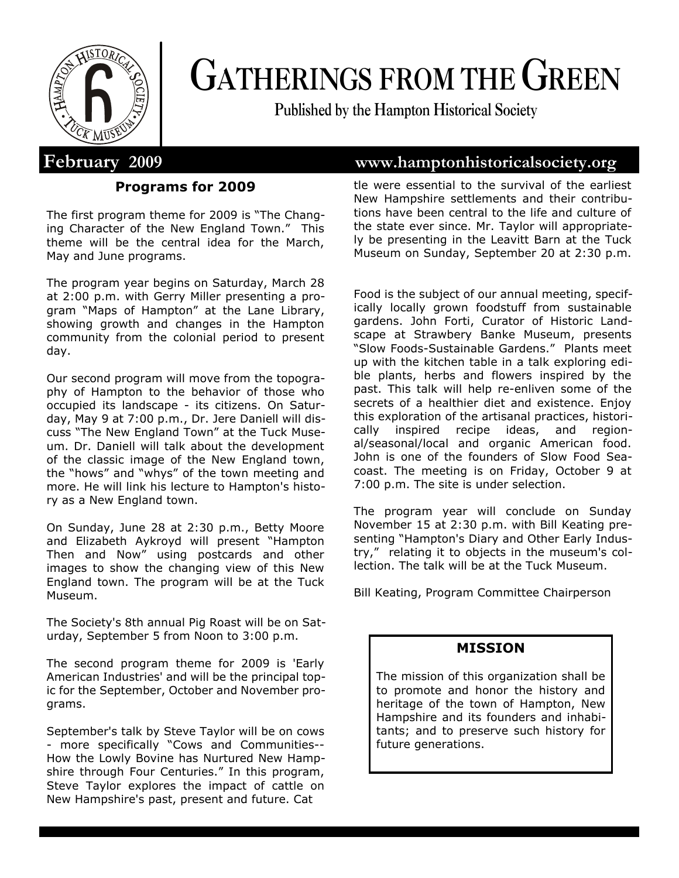# GATHERINGS FROM THE GREEN

Published by the Hampton Historical Society

**February 2009** www.hamptonhistoricalsociety.org

## Programs for 2009

The first program theme for 2009 is "The Changing Character of the New England Town." This theme will be the central idea for the March, May and June programs.

The program year begins on Saturday, March 28 at 2:00 p.m. with Gerry Miller presenting a program "Maps of Hampton" at the Lane Library, showing growth and changes in the Hampton community from the colonial period to present day.

Our second program will move from the topography of Hampton to the behavior of those who occupied its landscape - its citizens. On Saturday, May 9 at 7:00 p.m., Dr. Jere Daniell will discuss "The New England Town" at the Tuck Museum. Dr. Daniell will talk about the development of the classic image of the New England town, the "hows" and "whys" of the town meeting and more. He will link his lecture to Hampton's history as a New England town.

On Sunday, June 28 at 2:30 p.m., Betty Moore and Elizabeth Aykroyd will present "Hampton Then and Now" using postcards and other images to show the changing view of this New England town. The program will be at the Tuck Museum.

The Society's 8th annual Pig Roast will be on Saturday, September 5 from Noon to 3:00 p.m.

The second program theme for 2009 is 'Early American Industries' and will be the principal topic for the September, October and November programs.

September's talk by Steve Taylor will be on cows - more specifically "Cows and Communities--How the Lowly Bovine has Nurtured New Hampshire through Four Centuries." In this program, Steve Taylor explores the impact of cattle on New Hampshire's past, present and future. Cattle were essential to the survival of the earliest New Hampshire settlements and their contributions have been central to the life and culture of the state ever since. Mr. Taylor will appropriately be presenting in the Leavitt Barn at the Tuck Museum on Sunday, September 20 at 2:30 p.m.

Food is the subject of our annual meeting, specifically locally grown foodstuff from sustainable gardens. John Forti, Curator of Historic Landscape at Strawbery Banke Museum, presents "Slow Foods-Sustainable Gardens." Plants meet up with the kitchen table in a talk exploring edible plants, herbs and flowers inspired by the past. This talk will help re-enliven some of the secrets of a healthier diet and existence. Enjoy this exploration of the artisanal practices, historically inspired recipe ideas, and regional/seasonal/local and organic American food. John is one of the founders of Slow Food Seacoast. The meeting is on Friday, October 9 at 7:00 p.m. The site is under selection.

The program year will conclude on Sunday November 15 at 2:30 p.m. with Bill Keating presenting "Hampton's Diary and Other Early Industry," relating it to objects in the museum's collection. The talk will be at the Tuck Museum.

Bill Keating, Program Committee Chairperson

### MISSION

The mission of this organization shall be to promote and honor the history and heritage of the town of Hampton, New Hampshire and its founders and inhabitants; and to preserve such history for future generations.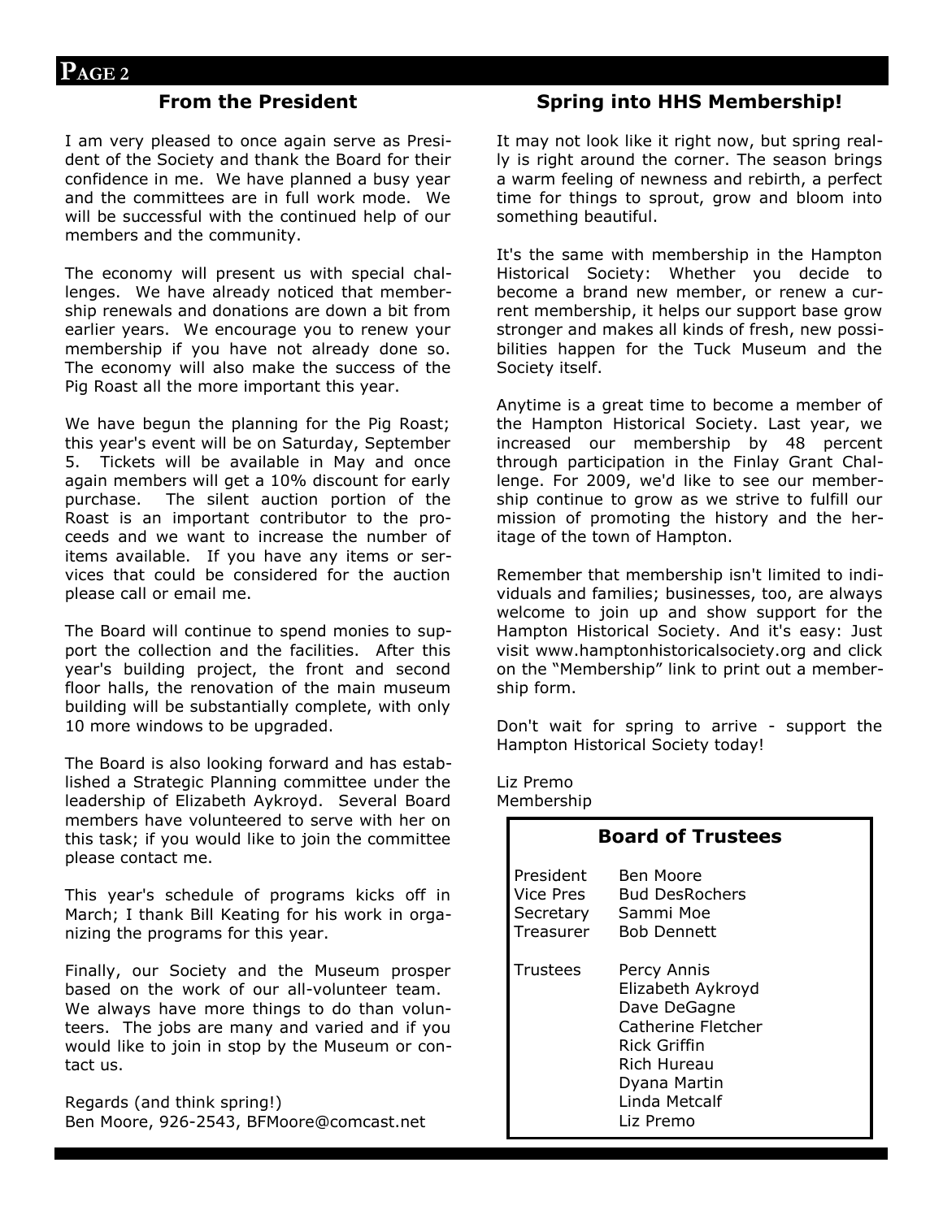## From the President

I am very pleased to once again serve as President of the Society and thank the Board for their confidence in me. We have planned a busy year and the committees are in full work mode. We will be successful with the continued help of our members and the community.

The economy will present us with special challenges. We have already noticed that membership renewals and donations are down a bit from earlier years. We encourage you to renew your membership if you have not already done so. The economy will also make the success of the Pig Roast all the more important this year.

We have begun the planning for the Pig Roast; this year's event will be on Saturday, September 5. Tickets will be available in May and once again members will get a 10% discount for early purchase. The silent auction portion of the Roast is an important contributor to the proceeds and we want to increase the number of items available. If you have any items or services that could be considered for the auction please call or email me.

The Board will continue to spend monies to support the collection and the facilities. After this year's building project, the front and second floor halls, the renovation of the main museum building will be substantially complete, with only 10 more windows to be upgraded.

The Board is also looking forward and has established a Strategic Planning committee under the leadership of Elizabeth Aykroyd. Several Board members have volunteered to serve with her on this task; if you would like to join the committee please contact me.

This year's schedule of programs kicks off in March; I thank Bill Keating for his work in organizing the programs for this year.

Finally, our Society and the Museum prosper based on the work of our all-volunteer team. We always have more things to do than volunteers. The jobs are many and varied and if you would like to join in stop by the Museum or contact us.

Regards (and think spring!)
Ben Moore, 926-2543, BFMoore@comcast.net

## Spring into HHS Membership!

It may not look like it right now, but spring really is right around the corner. The season brings a warm feeling of newness and rebirth, a perfect time for things to sprout, grow and bloom into something beautiful.

It's the same with membership in the Hampton Historical Society: Whether you decide to become a brand new member, or renew a current membership, it helps our support base grow stronger and makes all kinds of fresh, new possibilities happen for the Tuck Museum and the Society itself.

Anytime is a great time to become a member of the Hampton Historical Society. Last year, we increased our membership by 48 percent through participation in the Finlay Grant Challenge. For 2009, we'd like to see our membership continue to grow as we strive to fulfill our mission of promoting the history and the heritage of the town of Hampton.

Remember that membership isn't limited to individuals and families; businesses, too, are always welcome to join up and show support for the Hampton Historical Society. And it's easy: Just visit www.hamptonhistoricalsociety.org and click on the "Membership" link to print out a membership form.

Don't wait for spring to arrive - support the Hampton Historical Society today!

Liz Premo
Membership

### Board of Trustees

| | |
|---|---|
| President | Ben Moore |
| Vice Pres | Bud DesRochers |
| Secretary | Sammi Moe |
| Treasurer | Bob Dennett |
| Trustees | Percy Annis |
| | Elizabeth Aykroyd |
| | Dave DeGagne |
| | Catherine Fletcher |
| | Rick Griffin |
| | Rich Hureau |
| | Dyana Martin |
| | Linda Metcalf |
| | Liz Premo |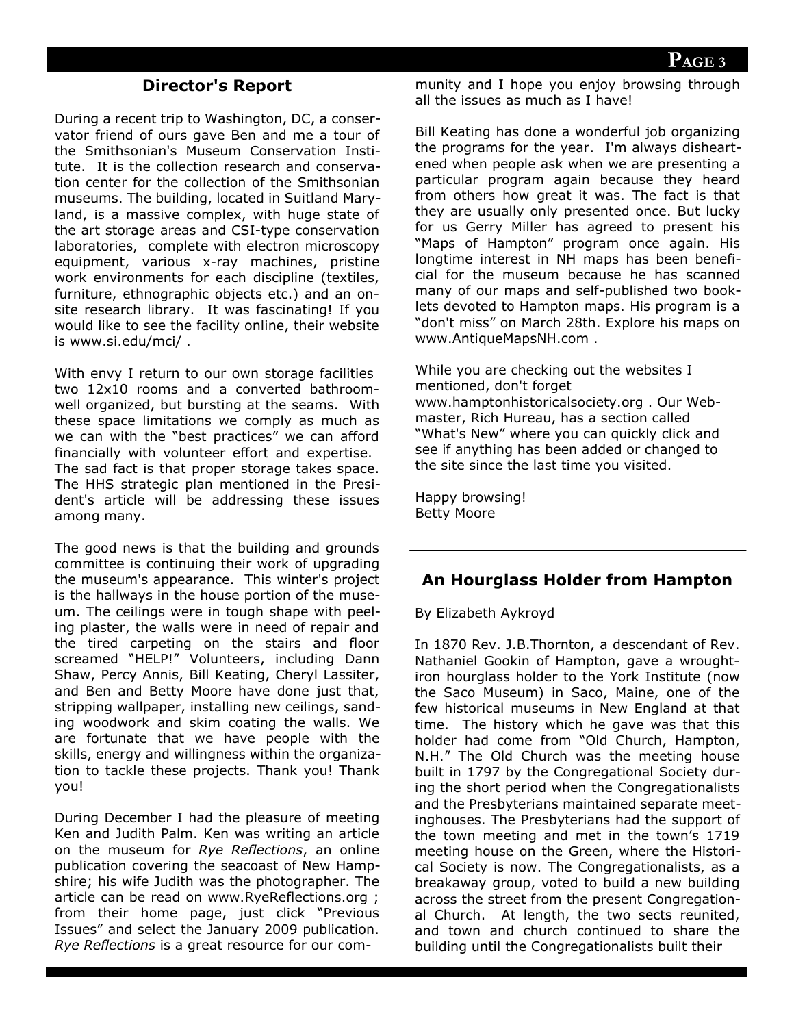## Director's Report

During a recent trip to Washington, DC, a conservator friend of ours gave Ben and me a tour of the Smithsonian's Museum Conservation Institute. It is the collection research and conservation center for the collection of the Smithsonian museums. The building, located in Suitland Maryland, is a massive complex, with huge state of the art storage areas and CSI-type conservation laboratories, complete with electron microscopy equipment, various x-ray machines, pristine work environments for each discipline (textiles, furniture, ethnographic objects etc.) and an on-site research library. It was fascinating! If you would like to see the facility online, their website is www.si.edu/mci/ .

With envy I return to our own storage facilities two 12x10 rooms and a converted bathroom-well organized, but bursting at the seams. With these space limitations we comply as much as we can with the "best practices" we can afford financially with volunteer effort and expertise. The sad fact is that proper storage takes space. The HHS strategic plan mentioned in the President's article will be addressing these issues among many.

The good news is that the building and grounds committee is continuing their work of upgrading the museum's appearance. This winter's project is the hallways in the house portion of the museum. The ceilings were in tough shape with peeling plaster, the walls were in need of repair and the tired carpeting on the stairs and floor screamed "HELP!" Volunteers, including Dann Shaw, Percy Annis, Bill Keating, Cheryl Lassiter, and Ben and Betty Moore have done just that, stripping wallpaper, installing new ceilings, sanding woodwork and skim coating the walls. We are fortunate that we have people with the skills, energy and willingness within the organization to tackle these projects. Thank you! Thank you!

During December I had the pleasure of meeting Ken and Judith Palm. Ken was writing an article on the museum for *Rye Reflections*, an online publication covering the seacoast of New Hampshire; his wife Judith was the photographer. The article can be read on www.RyeReflections.org ; from their home page, just click "Previous Issues" and select the January 2009 publication. *Rye Reflections* is a great resource for our community and I hope you enjoy browsing through all the issues as much as I have!

Bill Keating has done a wonderful job organizing the programs for the year. I'm always disheartened when people ask when we are presenting a particular program again because they heard from others how great it was. The fact is that they are usually only presented once. But lucky for us Gerry Miller has agreed to present his "Maps of Hampton" program once again. His longtime interest in NH maps has been beneficial for the museum because he has scanned many of our maps and self-published two booklets devoted to Hampton maps. His program is a "don't miss" on March 28th. Explore his maps on www.AntiqueMapsNH.com .

While you are checking out the websites I mentioned, don't forget www.hamptonhistoricalsociety.org . Our Webmaster, Rich Hureau, has a section called "What's New" where you can quickly click and see if anything has been added or changed to the site since the last time you visited.

Happy browsing!
Betty Moore

## An Hourglass Holder from Hampton

By Elizabeth Aykroyd

In 1870 Rev. J.B.Thornton, a descendant of Rev. Nathaniel Gookin of Hampton, gave a wrought-iron hourglass holder to the York Institute (now the Saco Museum) in Saco, Maine, one of the few historical museums in New England at that time. The history which he gave was that this holder had come from "Old Church, Hampton, N.H." The Old Church was the meeting house built in 1797 by the Congregational Society during the short period when the Congregationalists and the Presbyterians maintained separate meetinghouses. The Presbyterians had the support of the town meeting and met in the town's 1719 meeting house on the Green, where the Historical Society is now. The Congregationalists, as a breakaway group, voted to build a new building across the street from the present Congregational Church. At length, the two sects reunited, and town and church continued to share the building until the Congregationalists built their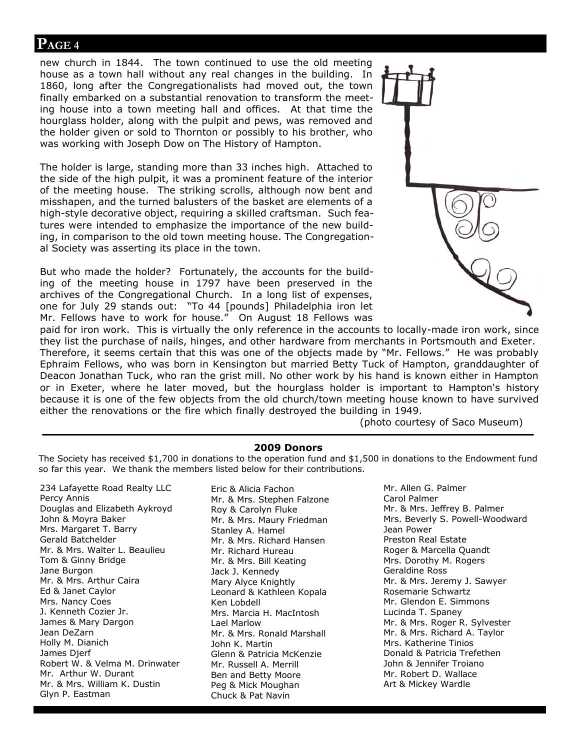new church in 1844. The town continued to use the old meeting house as a town hall without any real changes in the building. In 1860, long after the Congregationalists had moved out, the town finally embarked on a substantial renovation to transform the meeting house into a town meeting hall and offices. At that time the hourglass holder, along with the pulpit and pews, was removed and the holder given or sold to Thornton or possibly to his brother, who was working with Joseph Dow on The History of Hampton.

The holder is large, standing more than 33 inches high. Attached to the side of the high pulpit, it was a prominent feature of the interior of the meeting house. The striking scrolls, although now bent and misshapen, and the turned balusters of the basket are elements of a high-style decorative object, requiring a skilled craftsman. Such features were intended to emphasize the importance of the new building, in comparison to the old town meeting house. The Congregational Society was asserting its place in the town.

But who made the holder? Fortunately, the accounts for the building of the meeting house in 1797 have been preserved in the archives of the Congregational Church. In a long list of expenses, one for July 29 stands out: "To 44 [pounds] Philadelphia iron let Mr. Fellows have to work for house." On August 18 Fellows was paid for iron work. This is virtually the only reference in the accounts to locally-made iron work, since they list the purchase of nails, hinges, and other hardware from merchants in Portsmouth and Exeter. Therefore, it seems certain that this was one of the objects made by "Mr. Fellows." He was probably Ephraim Fellows, who was born in Kensington but married Betty Tuck of Hampton, granddaughter of Deacon Jonathan Tuck, who ran the grist mill. No other work by his hand is known either in Hampton or in Exeter, where he later moved, but the hourglass holder is important to Hampton's history because it is one of the few objects from the old church/town meeting house known to have survived either the renovations or the fire which finally destroyed the building in 1949.

(photo courtesy of Saco Museum)

---

**2009 Donors**

The Society has received $1,700 in donations to the operation fund and $1,500 in donations to the Endowment fund so far this year. We thank the members listed below for their contributions.

234 Lafayette Road Realty LLC
Percy Annis
Douglas and Elizabeth Aykroyd
John & Moyra Baker
Mrs. Margaret T. Barry
Gerald Batchelder
Mr. & Mrs. Walter L. Beaulieu
Tom & Ginny Bridge
Jane Burgon
Mr. & Mrs. Arthur Caira
Ed & Janet Caylor
Mrs. Nancy Coes
J. Kenneth Cozier Jr.
James & Mary Dargon
Jean DeZarn
Holly M. Dianich
James Djerf
Robert W. & Velma M. Drinwater
Mr. Arthur W. Durant
Mr. & Mrs. William K. Dustin
Glyn P. Eastman
Eric & Alicia Fachon
Mr. & Mrs. Stephen Falzone
Roy & Carolyn Fluke
Mr. & Mrs. Maury Friedman
Stanley A. Hamel
Mr. & Mrs. Richard Hansen
Mr. Richard Hureau
Mr. & Mrs. Bill Keating
Jack J. Kennedy
Mary Alyce Knightly
Leonard & Kathleen Kopala
Ken Lobdell
Mrs. Marcia H. MacIntosh
Lael Marlow
Mr. & Mrs. Ronald Marshall
John K. Martin
Glenn & Patricia McKenzie
Mr. Russell A. Merrill
Ben and Betty Moore
Peg & Mick Moughan
Chuck & Pat Navin
Mr. Allen G. Palmer
Carol Palmer
Mr. & Mrs. Jeffrey B. Palmer
Mrs. Beverly S. Powell-Woodward
Jean Power
Preston Real Estate
Roger & Marcella Quandt
Mrs. Dorothy M. Rogers
Geraldine Ross
Mr. & Mrs. Jeremy J. Sawyer
Rosemarie Schwartz
Mr. Glendon E. Simmons
Lucinda T. Spaney
Mr. & Mrs. Roger R. Sylvester
Mr. & Mrs. Richard A. Taylor
Mrs. Katherine Tinios
Donald & Patricia Trefethen
John & Jennifer Troiano
Mr. Robert D. Wallace
Art & Mickey Wardle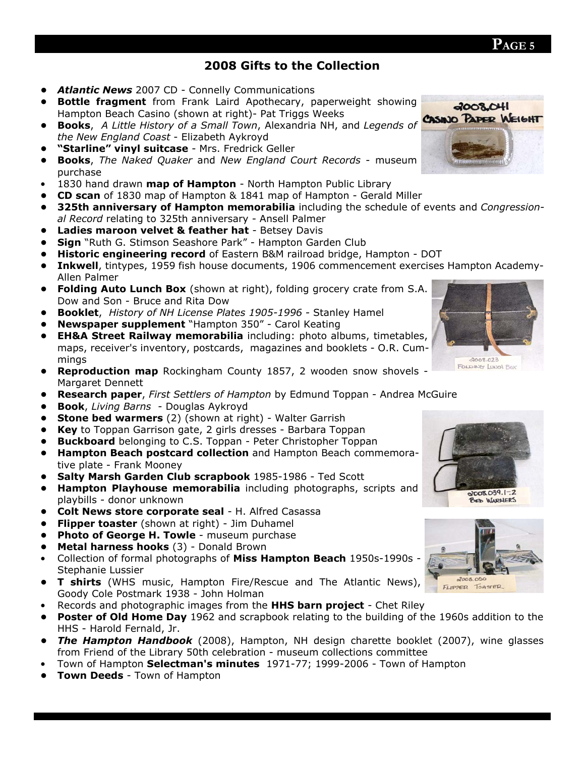## 2008 Gifts to the Collection

- ***Atlantic News*** 2007 CD - Connelly Communications
- **Bottle fragment** from Frank Laird Apothecary, paperweight showing Hampton Beach Casino (shown at right)- Pat Triggs Weeks
- **Books**, *A Little History of a Small Town*, Alexandria NH, and *Legends of the New England Coast* - Elizabeth Aykroyd
- **"Starline" vinyl suitcase** - Mrs. Fredrick Geller
- **Books**, *The Naked Quaker* and *New England Court Records* - museum purchase
- 1830 hand drawn **map of Hampton** - North Hampton Public Library
- **CD scan** of 1830 map of Hampton & 1841 map of Hampton - Gerald Miller
- **325th anniversary of Hampton memorabilia** including the schedule of events and *Congressional Record* relating to 325th anniversary - Ansell Palmer
- **Ladies maroon velvet & feather hat** - Betsey Davis
- **Sign** "Ruth G. Stimson Seashore Park" - Hampton Garden Club
- **Historic engineering record** of Eastern B&M railroad bridge, Hampton - DOT
- **Inkwell**, tintypes, 1959 fish house documents, 1906 commencement exercises Hampton Academy- Allen Palmer
- **Folding Auto Lunch Box** (shown at right), folding grocery crate from S.A. Dow and Son - Bruce and Rita Dow
- **Booklet**, *History of NH License Plates 1905-1996* - Stanley Hamel
- **Newspaper supplement** "Hampton 350" - Carol Keating
- **EH&A Street Railway memorabilia** including: photo albums, timetables, maps, receiver's inventory, postcards, magazines and booklets - O.R. Cummings
- **Reproduction map** Rockingham County 1857, 2 wooden snow shovels - Margaret Dennett
- **Research paper**, *First Settlers of Hampton* by Edmund Toppan - Andrea McGuire
- **Book**, *Living Barns* - Douglas Aykroyd
- **Stone bed warmers** (2) (shown at right) - Walter Garrish
- **Key** to Toppan Garrison gate, 2 girls dresses - Barbara Toppan
- **Buckboard** belonging to C.S. Toppan - Peter Christopher Toppan
- **Hampton Beach postcard collection** and Hampton Beach commemorative plate - Frank Mooney
- **Salty Marsh Garden Club scrapbook** 1985-1986 - Ted Scott
- **Hampton Playhouse memorabilia** including photographs, scripts and playbills - donor unknown
- **Colt News store corporate seal** - H. Alfred Casassa
- **Flipper toaster** (shown at right) - Jim Duhamel
- **Photo of George H. Towle** - museum purchase
- **Metal harness hooks** (3) - Donald Brown
- Collection of formal photographs of **Miss Hampton Beach** 1950s-1990s - Stephanie Lussier
- **T shirts** (WHS music, Hampton Fire/Rescue and The Atlantic News), Goody Cole Postmark 1938 - John Holman
- Records and photographic images from the **HHS barn project** - Chet Riley
- **Poster of Old Home Day** 1962 and scrapbook relating to the building of the 1960s addition to the HHS - Harold Fernald, Jr.
- ***The Hampton Handbook*** (2008), Hampton, NH design charette booklet (2007), wine glasses from Friend of the Library 50th celebration - museum collections committee
- Town of Hampton **Selectman's minutes** 1971-77; 1999-2006 - Town of Hampton
- **Town Deeds** - Town of Hampton

2008.041 CASINO PAPER WEIGHT

2008.023 FOLDING LUNCH BOX

2008.039.1-2 BED WARMERS

2008.050 FLIPPER TOASTER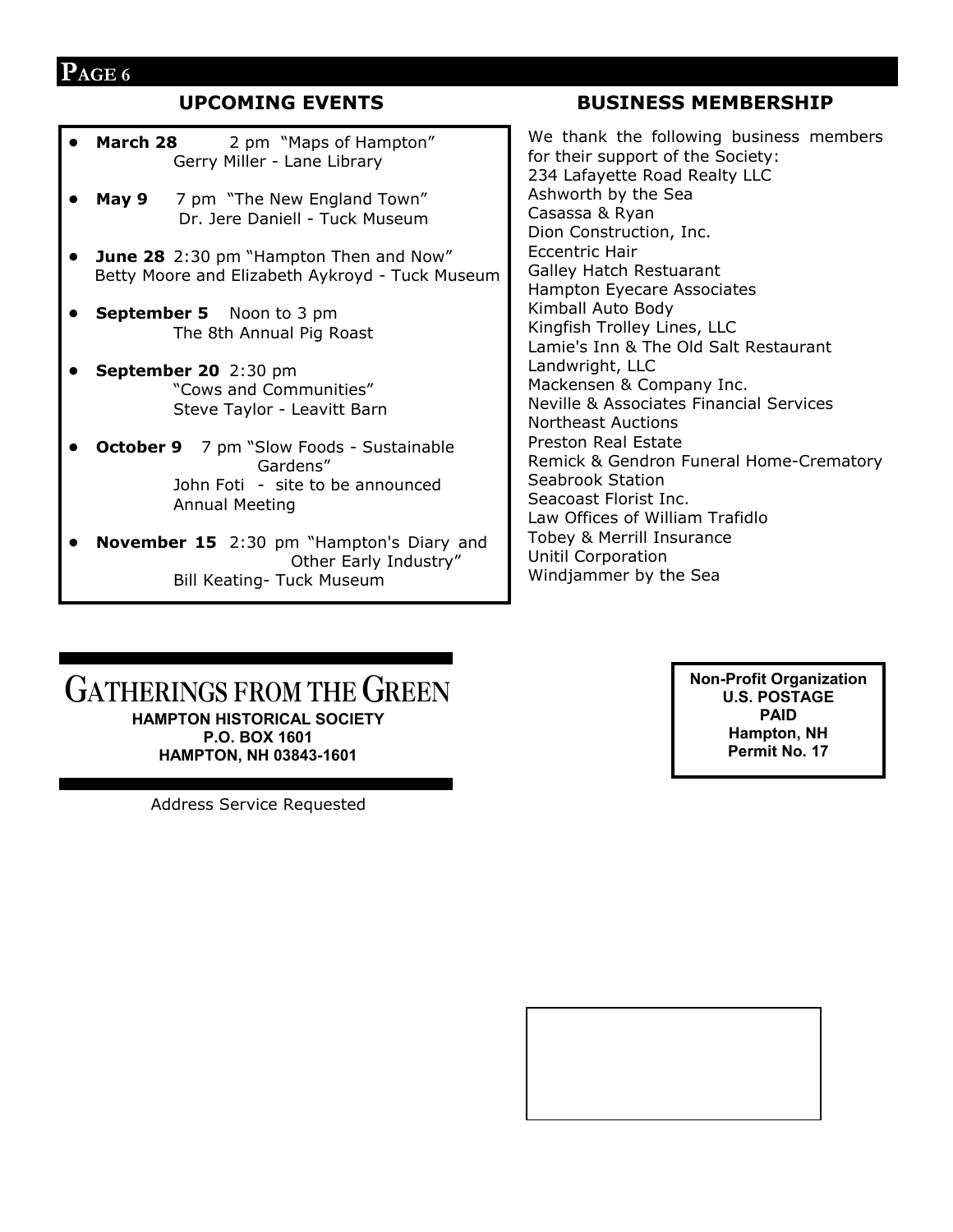## UPCOMING EVENTS

- **March 28** 2 pm "Maps of Hampton"
  Gerry Miller - Lane Library
- **May 9** 7 pm "The New England Town"
  Dr. Jere Daniell - Tuck Museum
- **June 28** 2:30 pm "Hampton Then and Now"
  Betty Moore and Elizabeth Aykroyd - Tuck Museum
- **September 5** Noon to 3 pm
  The 8th Annual Pig Roast
- **September 20** 2:30 pm
  "Cows and Communities"
  Steve Taylor - Leavitt Barn
- **October 9** 7 pm "Slow Foods - Sustainable Gardens"
  John Foti - site to be announced
  Annual Meeting
- **November 15** 2:30 pm "Hampton's Diary and Other Early Industry"
  Bill Keating- Tuck Museum

## BUSINESS MEMBERSHIP

We thank the following business members for their support of the Society:

234 Lafayette Road Realty LLC
Ashworth by the Sea
Casassa & Ryan
Dion Construction, Inc.
Eccentric Hair
Galley Hatch Restuarant
Hampton Eyecare Associates
Kimball Auto Body
Kingfish Trolley Lines, LLC
Lamie's Inn & The Old Salt Restaurant
Landwright, LLC
Mackensen & Company Inc.
Neville & Associates Financial Services
Northeast Auctions
Preston Real Estate
Remick & Gendron Funeral Home-Crematory
Seabrook Station
Seacoast Florist Inc.
Law Offices of William Trafidlo
Tobey & Merrill Insurance
Unitil Corporation
Windjammer by the Sea

# GATHERINGS FROM THE GREEN

**HAMPTON HISTORICAL SOCIETY**
**P.O. BOX 1601**
**HAMPTON, NH 03843-1601**

Address Service Requested

**Non-Profit Organization**
**U.S. POSTAGE**
**PAID**
**Hampton, NH**
**Permit No. 17**